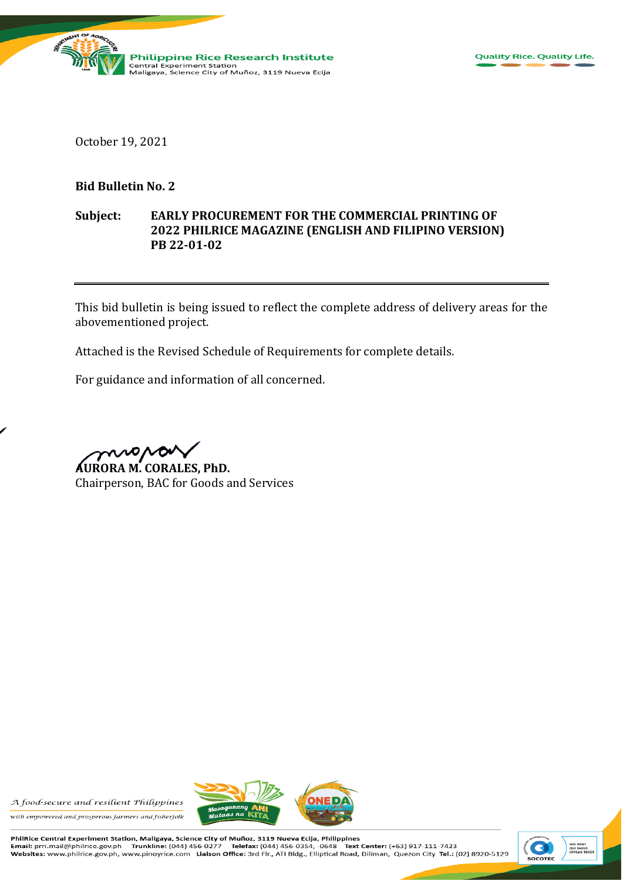October 19, 2021

**Bid Bulletin No. 2**

**Subject: EARLY PROCUREMENT FOR THE COMMERCIAL PRINTING OF 2022 PHILRICE MAGAZINE (ENGLISH AND FILIPINO VERSION) PB 22-01-02**

---

This bid bulletin is being issued to reflect the complete address of delivery areas for the abovementioned project.

Attached is the Revised Schedule of Requirements for complete details.

For guidance and information of all concerned.

**AURORA M. CORALES, PhD.**
Chairperson, BAC for Goods and Services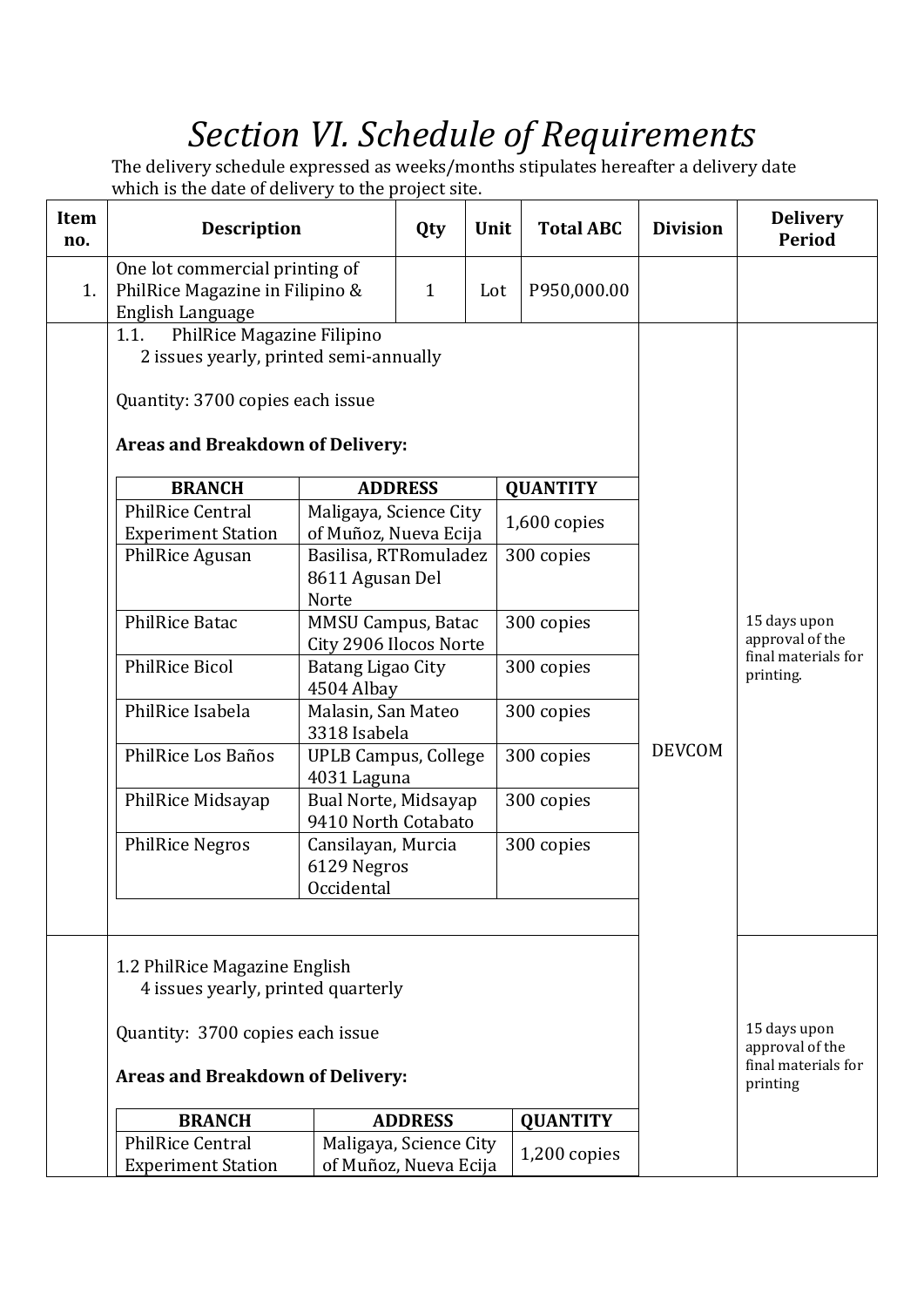# *Section VI. Schedule of Requirements*

The delivery schedule expressed as weeks/months stipulates hereafter a delivery date which is the date of delivery to the project site.

| Item no. | Description | Qty | Unit | Total ABC | Division | Delivery Period |
|---|---|---|---|---|---|---|
| 1. | One lot commercial printing of PhilRice Magazine in Filipino & English Language | 1 | Lot | P950,000.00 | | |
| | 1.1. PhilRice Magazine Filipino<br>2 issues yearly, printed semi-annually<br><br>Quantity: 3700 copies each issue<br><br>**Areas and Breakdown of Delivery:** (see table below) | | | | DEVCOM | 15 days upon approval of the final materials for printing. |
| | 1.2 PhilRice Magazine English<br>4 issues yearly, printed quarterly<br><br>Quantity: 3700 copies each issue<br><br>**Areas and Breakdown of Delivery:** (see table below) | | | | DEVCOM | 15 days upon approval of the final materials for printing |

**1.1 PhilRice Magazine Filipino – Areas and Breakdown of Delivery:**

| BRANCH | ADDRESS | QUANTITY |
|---|---|---|
| PhilRice Central Experiment Station | Maligaya, Science City of Muñoz, Nueva Ecija | 1,600 copies |
| PhilRice Agusan | Basilisa, RTRomuladez 8611 Agusan Del Norte | 300 copies |
| PhilRice Batac | MMSU Campus, Batac City 2906 Ilocos Norte | 300 copies |
| PhilRice Bicol | Batang Ligao City 4504 Albay | 300 copies |
| PhilRice Isabela | Malasin, San Mateo 3318 Isabela | 300 copies |
| PhilRice Los Baños | UPLB Campus, College 4031 Laguna | 300 copies |
| PhilRice Midsayap | Bual Norte, Midsayap 9410 North Cotabato | 300 copies |
| PhilRice Negros | Cansilayan, Murcia 6129 Negros Occidental | 300 copies |

**1.2 PhilRice Magazine English – Areas and Breakdown of Delivery:**

| BRANCH | ADDRESS | QUANTITY |
|---|---|---|
| PhilRice Central Experiment Station | Maligaya, Science City of Muñoz, Nueva Ecija | 1,200 copies |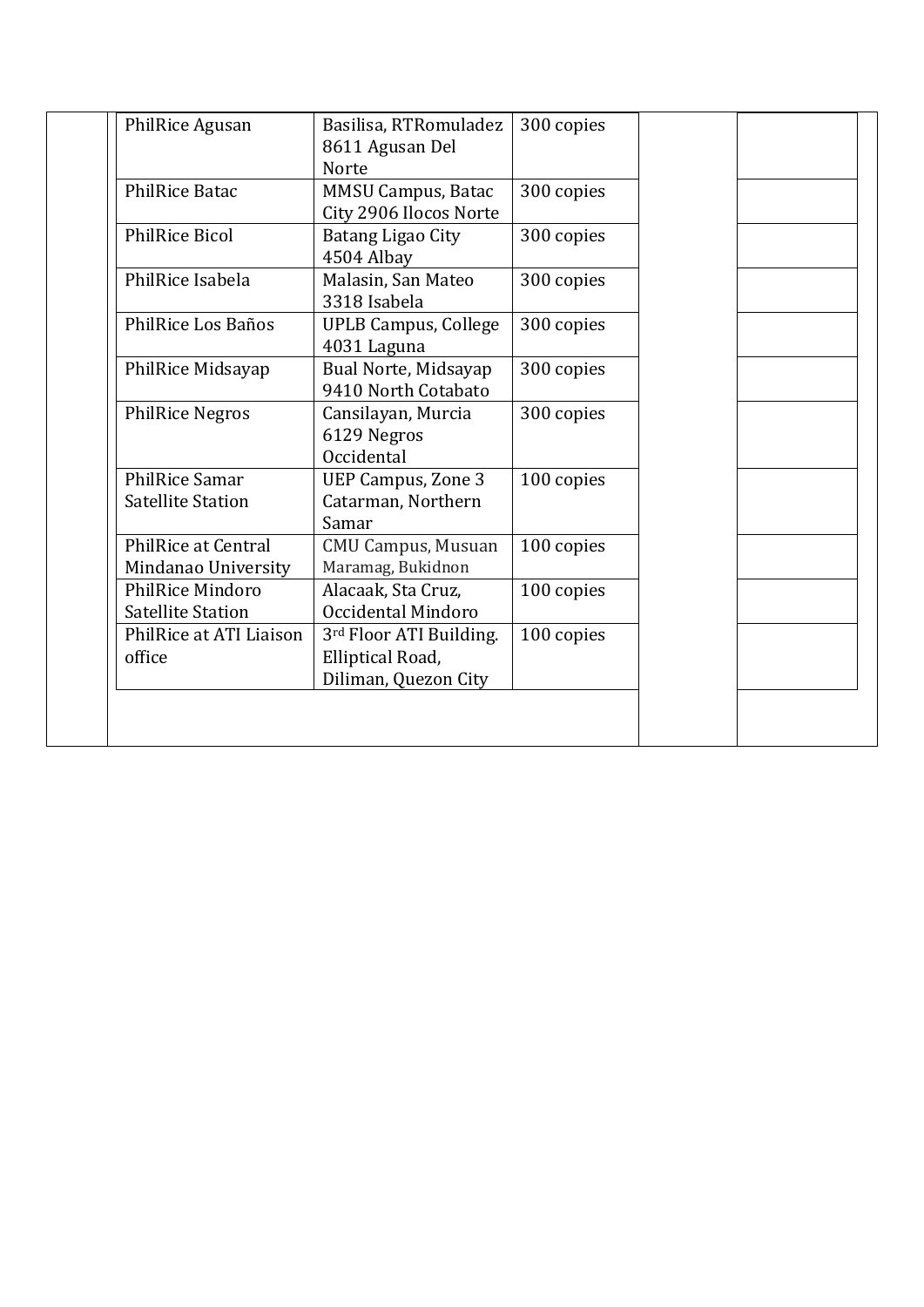| | | | | | |
|---|---|---|---|---|---|
| | PhilRice Agusan | Basilisa, RTRomuladez 8611 Agusan Del Norte | 300 copies | | |
| | PhilRice Batac | MMSU Campus, Batac City 2906 Ilocos Norte | 300 copies | | |
| | PhilRice Bicol | Batang Ligao City 4504 Albay | 300 copies | | |
| | PhilRice Isabela | Malasin, San Mateo 3318 Isabela | 300 copies | | |
| | PhilRice Los Baños | UPLB Campus, College 4031 Laguna | 300 copies | | |
| | PhilRice Midsayap | Bual Norte, Midsayap 9410 North Cotabato | 300 copies | | |
| | PhilRice Negros | Cansilayan, Murcia 6129 Negros Occidental | 300 copies | | |
| | PhilRice Samar Satellite Station | UEP Campus, Zone 3 Catarman, Northern Samar | 100 copies | | |
| | PhilRice at Central Mindanao University | CMU Campus, Musuan Maramag, Bukidnon | 100 copies | | |
| | PhilRice Mindoro Satellite Station | Alacaak, Sta Cruz, Occidental Mindoro | 100 copies | | |
| | PhilRice at ATI Liaison office | 3rd Floor ATI Building. Elliptical Road, Diliman, Quezon City | 100 copies | | |